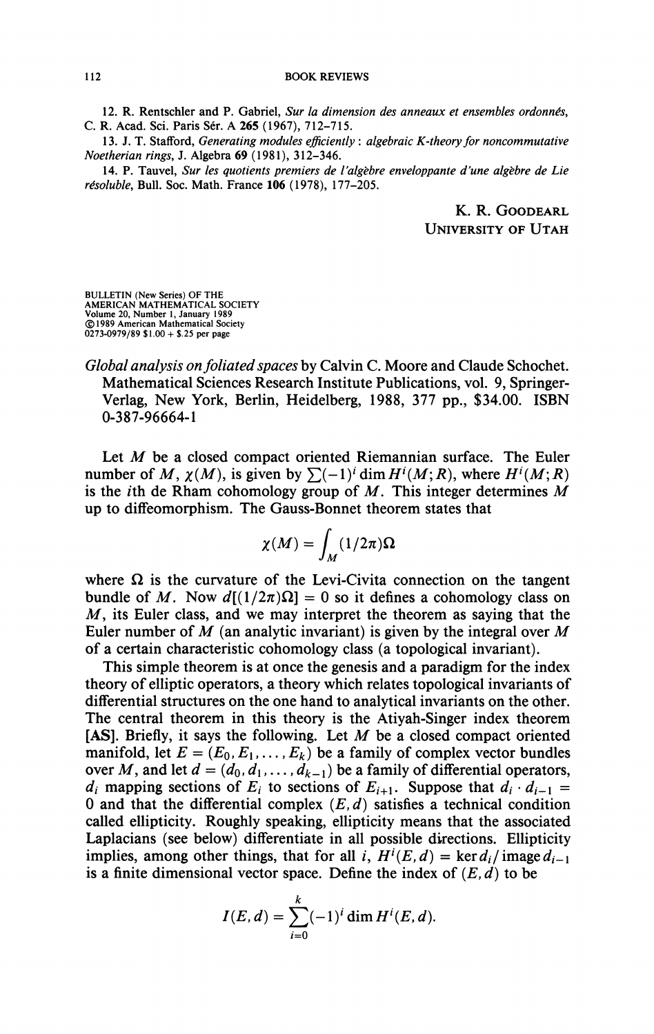12. R. Rentschler and P. Gabriel, *Sur la dimension des anneaux et ensembles ordonnés*, C. R. Acad. Sci. Paris Sér. A **265** (1967), 712–715.

13. J. T. Stafford, *Generating modules efficiently: algebraic K-theory for noncommutative Noetherian rings*, J. Algebra **69** (1981), 312–346.

14. P. Tauvel, *Sur les quotients premiers de l'algèbre enveloppante d'une algèbre de Lie résoluble*, Bull. Soc. Math. France **106** (1978), 177–205.

K. R. GOODEARL
UNIVERSITY OF UTAH

BULLETIN (New Series) OF THE AMERICAN MATHEMATICAL SOCIETY
Volume 20, Number 1, January 1989
©1989 American Mathematical Society
0273-0979/89 $1.00 + $.25 per page

*Global analysis on foliated spaces* by Calvin C. Moore and Claude Schochet. Mathematical Sciences Research Institute Publications, vol. 9, Springer-Verlag, New York, Berlin, Heidelberg, 1988, 377 pp., $34.00. ISBN 0-387-96664-1

Let $M$ be a closed compact oriented Riemannian surface. The Euler number of $M$, $\chi(M)$, is given by $\sum(-1)^i \dim H^i(M; R)$, where $H^i(M; R)$ is the $i$th de Rham cohomology group of $M$. This integer determines $M$ up to diffeomorphism. The Gauss-Bonnet theorem states that

$$\chi(M) = \int_M (1/2\pi)\Omega$$

where $\Omega$ is the curvature of the Levi-Civita connection on the tangent bundle of $M$. Now $d[(1/2\pi)\Omega] = 0$ so it defines a cohomology class on $M$, its Euler class, and we may interpret the theorem as saying that the Euler number of $M$ (an analytic invariant) is given by the integral over $M$ of a certain characteristic cohomology class (a topological invariant).

This simple theorem is at once the genesis and a paradigm for the index theory of elliptic operators, a theory which relates topological invariants of differential structures on the one hand to analytical invariants on the other. The central theorem in this theory is the Atiyah-Singer index theorem [AS]. Briefly, it says the following. Let $M$ be a closed compact oriented manifold, let $E = (E_0, E_1, \ldots, E_k)$ be a family of complex vector bundles over $M$, and let $d = (d_0, d_1, \ldots, d_{k-1})$ be a family of differential operators, $d_i$ mapping sections of $E_i$ to sections of $E_{i+1}$. Suppose that $d_i \cdot d_{i-1} = 0$ and that the differential complex $(E, d)$ satisfies a technical condition called ellipticity. Roughly speaking, ellipticity means that the associated Laplacians (see below) differentiate in all possible directions. Ellipticity implies, among other things, that for all $i$, $H^i(E, d) = \ker d_i / \operatorname{image} d_{i-1}$ is a finite dimensional vector space. Define the index of $(E, d)$ to be

$$I(E, d) = \sum_{i=0}^{k} (-1)^i \dim H^i(E, d).$$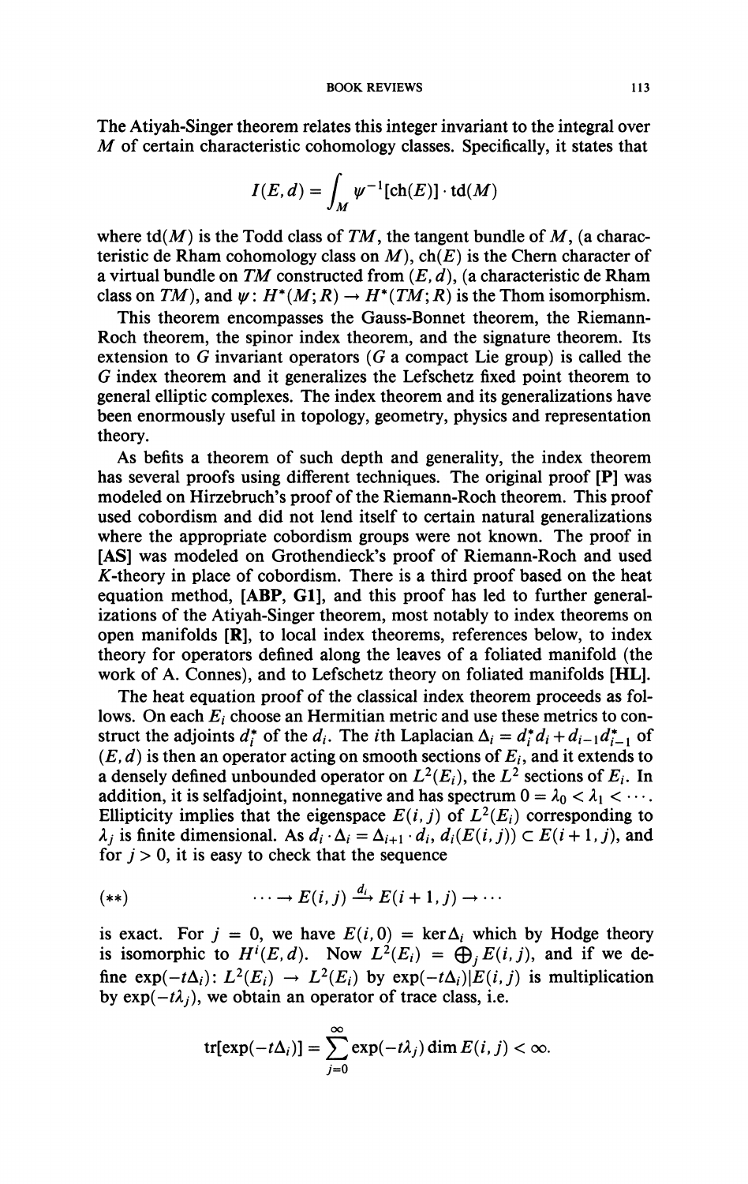The Atiyah-Singer theorem relates this integer invariant to the integral over $M$ of certain characteristic cohomology classes. Specifically, it states that

$$I(E,d) = \int_M \psi^{-1}[\mathrm{ch}(E)] \cdot \mathrm{td}(M)$$

where $\mathrm{td}(M)$ is the Todd class of $TM$, the tangent bundle of $M$, (a characteristic de Rham cohomology class on $M$), $\mathrm{ch}(E)$ is the Chern character of a virtual bundle on $TM$ constructed from $(E, d)$, (a characteristic de Rham class on $TM$), and $\psi: H^*(M;R) \to H^*(TM;R)$ is the Thom isomorphism.

This theorem encompasses the Gauss-Bonnet theorem, the Riemann-Roch theorem, the spinor index theorem, and the signature theorem. Its extension to $G$ invariant operators ($G$ a compact Lie group) is called the $G$ index theorem and it generalizes the Lefschetz fixed point theorem to general elliptic complexes. The index theorem and its generalizations have been enormously useful in topology, geometry, physics and representation theory.

As befits a theorem of such depth and generality, the index theorem has several proofs using different techniques. The original proof **[P]** was modeled on Hirzebruch's proof of the Riemann-Roch theorem. This proof used cobordism and did not lend itself to certain natural generalizations where the appropriate cobordism groups were not known. The proof in **[AS]** was modeled on Grothendieck's proof of Riemann-Roch and used $K$-theory in place of cobordism. There is a third proof based on the heat equation method, **[ABP, G1]**, and this proof has led to further generalizations of the Atiyah-Singer theorem, most notably to index theorems on open manifolds **[R]**, to local index theorems, references below, to index theory for operators defined along the leaves of a foliated manifold (the work of A. Connes), and to Lefschetz theory on foliated manifolds **[HL]**.

The heat equation proof of the classical index theorem proceeds as follows. On each $E_i$ choose an Hermitian metric and use these metrics to construct the adjoints $d_i^*$ of the $d_i$. The $i$th Laplacian $\Delta_i = d_i^* d_i + d_{i-1} d_{i-1}^*$ of $(E, d)$ is then an operator acting on smooth sections of $E_i$, and it extends to a densely defined unbounded operator on $L^2(E_i)$, the $L^2$ sections of $E_i$. In addition, it is selfadjoint, nonnegative and has spectrum $0 = \lambda_0 < \lambda_1 < \cdots$. Ellipticity implies that the eigenspace $E(i,j)$ of $L^2(E_i)$ corresponding to $\lambda_j$ is finite dimensional. As $d_i \cdot \Delta_i = \Delta_{i+1} \cdot d_i$, $d_i(E(i,j)) \subset E(i+1,j)$, and for $j > 0$, it is easy to check that the sequence

$$(**) \qquad \cdots \to E(i,j) \xrightarrow{d_i} E(i+1,j) \to \cdots$$

is exact. For $j = 0$, we have $E(i,0) = \ker \Delta_i$ which by Hodge theory is isomorphic to $H^i(E,d)$. Now $L^2(E_i) = \bigoplus_j E(i,j)$, and if we define $\exp(-t\Delta_i): L^2(E_i) \to L^2(E_i)$ by $\exp(-t\Delta_i)|E(i,j)$ is multiplication by $\exp(-t\lambda_j)$, we obtain an operator of trace class, i.e.

$$\mathrm{tr}[\exp(-t\Delta_i)] = \sum_{j=0}^{\infty} \exp(-t\lambda_j) \dim E(i,j) < \infty.$$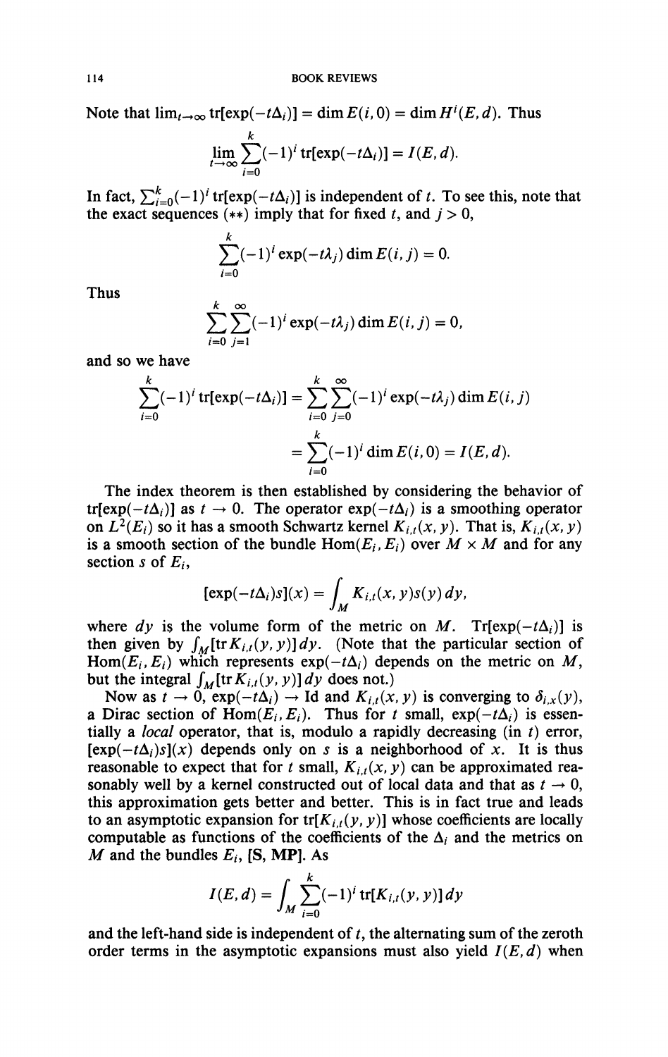Note that $\lim_{t\to\infty} \operatorname{tr}[\exp(-t\Delta_i)] = \dim E(i,0) = \dim H^i(E,d)$. Thus

$$\lim_{t\to\infty} \sum_{i=0}^{k} (-1)^i \operatorname{tr}[\exp(-t\Delta_i)] = I(E,d).$$

In fact, $\sum_{i=0}^{k}(-1)^i \operatorname{tr}[\exp(-t\Delta_i)]$ is independent of $t$. To see this, note that the exact sequences (**) imply that for fixed $t$, and $j > 0$,

$$\sum_{i=0}^{k} (-1)^i \exp(-t\lambda_j) \dim E(i,j) = 0.$$

Thus

$$\sum_{i=0}^{k} \sum_{j=1}^{\infty} (-1)^i \exp(-t\lambda_j) \dim E(i,j) = 0,$$

and so we have

$$\begin{aligned}
\sum_{i=0}^{k} (-1)^i \operatorname{tr}[\exp(-t\Delta_i)] &= \sum_{i=0}^{k} \sum_{j=0}^{\infty} (-1)^i \exp(-t\lambda_j) \dim E(i,j) \\
&= \sum_{i=0}^{k} (-1)^i \dim E(i,0) = I(E,d).
\end{aligned}$$

The index theorem is then established by considering the behavior of $\operatorname{tr}[\exp(-t\Delta_i)]$ as $t \to 0$. The operator $\exp(-t\Delta_i)$ is a smoothing operator on $L^2(E_i)$ so it has a smooth Schwartz kernel $K_{i,t}(x,y)$. That is, $K_{i,t}(x,y)$ is a smooth section of the bundle $\operatorname{Hom}(E_i, E_i)$ over $M \times M$ and for any section $s$ of $E_i$,

$$[\exp(-t\Delta_i)s](x) = \int_M K_{i,t}(x,y)s(y)\,dy,$$

where $dy$ is the volume form of the metric on $M$. $\operatorname{Tr}[\exp(-t\Delta_i)]$ is then given by $\int_M [\operatorname{tr} K_{i,t}(y,y)]\,dy$. (Note that the particular section of $\operatorname{Hom}(E_i, E_i)$ which represents $\exp(-t\Delta_i)$ depends on the metric on $M$, but the integral $\int_M [\operatorname{tr} K_{i,t}(y,y)]\,dy$ does not.)

Now as $t \to 0$, $\exp(-t\Delta_i) \to \mathrm{Id}$ and $K_{i,t}(x,y)$ is converging to $\delta_{i,x}(y)$, a Dirac section of $\operatorname{Hom}(E_i, E_i)$. Thus for $t$ small, $\exp(-t\Delta_i)$ is essentially a *local* operator, that is, modulo a rapidly decreasing (in $t$) error, $[\exp(-t\Delta_i)s](x)$ depends only on $s$ is a neighborhood of $x$. It is thus reasonable to expect that for $t$ small, $K_{i,t}(x,y)$ can be approximated reasonably well by a kernel constructed out of local data and that as $t \to 0$, this approximation gets better and better. This is in fact true and leads to an asymptotic expansion for $\operatorname{tr}[K_{i,t}(y,y)]$ whose coefficients are locally computable as functions of the coefficients of the $\Delta_i$ and the metrics on $M$ and the bundles $E_i$, **[S, MP]**. As

$$I(E,d) = \int_M \sum_{i=0}^{k} (-1)^i \operatorname{tr}[K_{i,t}(y,y)]\,dy$$

and the left-hand side is independent of $t$, the alternating sum of the zeroth order terms in the asymptotic expansions must also yield $I(E,d)$ when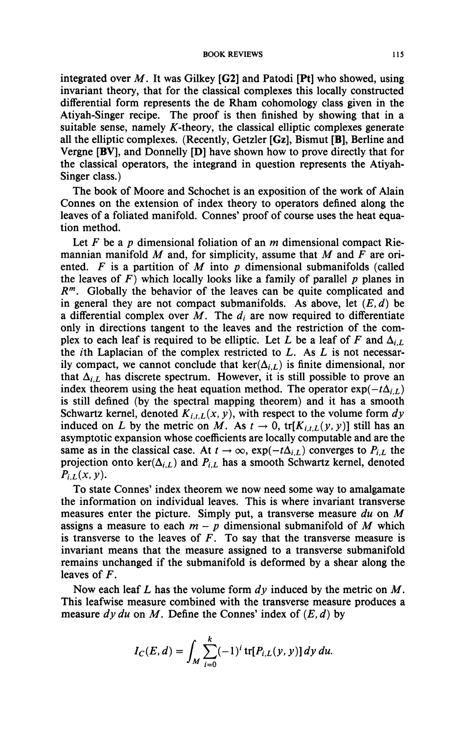integrated over $M$. It was Gilkey **[G2]** and Patodi **[Pt]** who showed, using invariant theory, that for the classical complexes this locally constructed differential form represents the de Rham cohomology class given in the Atiyah-Singer recipe. The proof is then finished by showing that in a suitable sense, namely $K$-theory, the classical elliptic complexes generate all the elliptic complexes. (Recently, Getzler **[Gz]**, Bismut **[B]**, Berline and Vergne **[BV]**, and Donnelly **[D]** have shown how to prove directly that for the classical operators, the integrand in question represents the Atiyah-Singer class.)

The book of Moore and Schochet is an exposition of the work of Alain Connes on the extension of index theory to operators defined along the leaves of a foliated manifold. Connes' proof of course uses the heat equation method.

Let $F$ be a $p$ dimensional foliation of an $m$ dimensional compact Riemannian manifold $M$ and, for simplicity, assume that $M$ and $F$ are oriented. $F$ is a partition of $M$ into $p$ dimensional submanifolds (called the leaves of $F$) which locally looks like a family of parallel $p$ planes in $R^m$. Globally the behavior of the leaves can be quite complicated and in general they are not compact submanifolds. As above, let $(E, d)$ be a differential complex over $M$. The $d_i$ are now required to differentiate only in directions tangent to the leaves and the restriction of the complex to each leaf is required to be elliptic. Let $L$ be a leaf of $F$ and $\Delta_{i,L}$ the $i$th Laplacian of the complex restricted to $L$. As $L$ is not necessarily compact, we cannot conclude that $\ker(\Delta_{i,L})$ is finite dimensional, nor that $\Delta_{i,L}$ has discrete spectrum. However, it is still possible to prove an index theorem using the heat equation method. The operator $\exp(-t\Delta_{i,L})$ is still defined (by the spectral mapping theorem) and it has a smooth Schwartz kernel, denoted $K_{i,t,L}(x, y)$, with respect to the volume form $dy$ induced on $L$ by the metric on $M$. As $t \to 0$, $\mathrm{tr}[K_{i,t,L}(y, y)]$ still has an asymptotic expansion whose coefficients are locally computable and are the same as in the classical case. At $t \to \infty$, $\exp(-t\Delta_{i,L})$ converges to $P_{i,L}$ the projection onto $\ker(\Delta_{i,L})$ and $P_{i,L}$ has a smooth Schwartz kernel, denoted $P_{i,L}(x, y)$.

To state Connes' index theorem we now need some way to amalgamate the information on individual leaves. This is where invariant transverse measures enter the picture. Simply put, a transverse measure $du$ on $M$ assigns a measure to each $m - p$ dimensional submanifold of $M$ which is transverse to the leaves of $F$. To say that the transverse measure is invariant means that the measure assigned to a transverse submanifold remains unchanged if the submanifold is deformed by a shear along the leaves of $F$.

Now each leaf $L$ has the volume form $dy$ induced by the metric on $M$. This leafwise measure combined with the transverse measure produces a measure $dy\,du$ on $M$. Define the Connes' index of $(E, d)$ by

$$I_C(E, d) = \int_M \sum_{i=0}^{k} (-1)^i \,\mathrm{tr}[P_{i,L}(y, y)]\, dy\, du.$$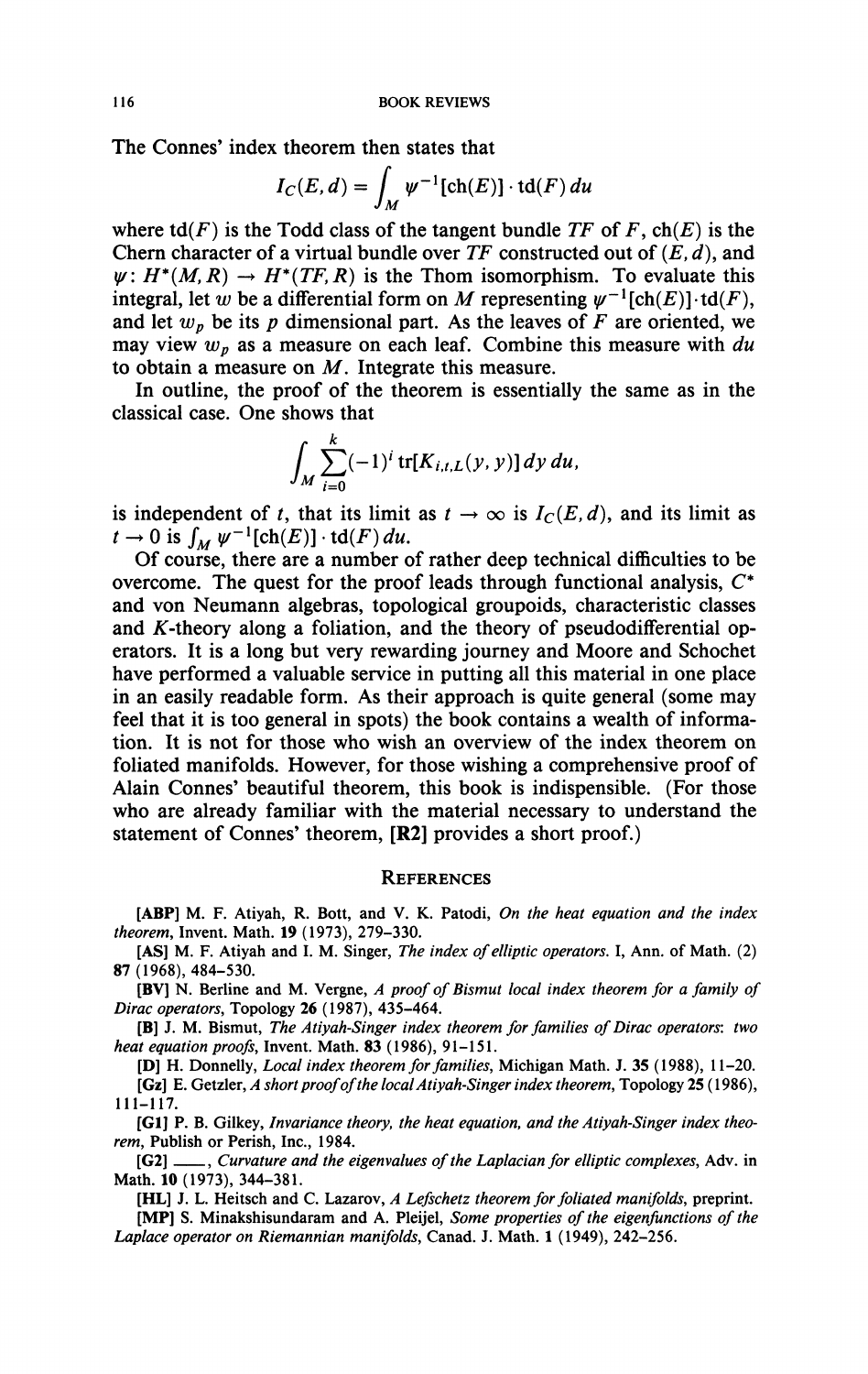The Connes' index theorem then states that

$$I_C(E, d) = \int_M \psi^{-1}[\mathrm{ch}(E)] \cdot \mathrm{td}(F)\, du$$

where $\mathrm{td}(F)$ is the Todd class of the tangent bundle $TF$ of $F$, $\mathrm{ch}(E)$ is the Chern character of a virtual bundle over $TF$ constructed out of $(E, d)$, and $\psi \colon H^*(M, R) \to H^*(TF, R)$ is the Thom isomorphism. To evaluate this integral, let $w$ be a differential form on $M$ representing $\psi^{-1}[\mathrm{ch}(E)] \cdot \mathrm{td}(F)$, and let $w_p$ be its $p$ dimensional part. As the leaves of $F$ are oriented, we may view $w_p$ as a measure on each leaf. Combine this measure with $du$ to obtain a measure on $M$. Integrate this measure.

In outline, the proof of the theorem is essentially the same as in the classical case. One shows that

$$\int_M \sum_{i=0}^{k} (-1)^i \operatorname{tr}[K_{i,t,L}(y, y)]\, dy\, du,$$

is independent of $t$, that its limit as $t \to \infty$ is $I_C(E, d)$, and its limit as $t \to 0$ is $\int_M \psi^{-1}[\mathrm{ch}(E)] \cdot \mathrm{td}(F)\, du$.

Of course, there are a number of rather deep technical difficulties to be overcome. The quest for the proof leads through functional analysis, $C^*$ and von Neumann algebras, topological groupoids, characteristic classes and $K$-theory along a foliation, and the theory of pseudodifferential operators. It is a long but very rewarding journey and Moore and Schochet have performed a valuable service in putting all this material in one place in an easily readable form. As their approach is quite general (some may feel that it is too general in spots) the book contains a wealth of information. It is not for those who wish an overview of the index theorem on foliated manifolds. However, for those wishing a comprehensive proof of Alain Connes' beautiful theorem, this book is indispensible. (For those who are already familiar with the material necessary to understand the statement of Connes' theorem, **[R2]** provides a short proof.)

## References

**[ABP]** M. F. Atiyah, R. Bott, and V. K. Patodi, *On the heat equation and the index theorem*, Invent. Math. **19** (1973), 279–330.

**[AS]** M. F. Atiyah and I. M. Singer, *The index of elliptic operators*. I, Ann. of Math. (2) **87** (1968), 484–530.

**[BV]** N. Berline and M. Vergne, *A proof of Bismut local index theorem for a family of Dirac operators*, Topology **26** (1987), 435–464.

**[B]** J. M. Bismut, *The Atiyah-Singer index theorem for families of Dirac operators: two heat equation proofs*, Invent. Math. **83** (1986), 91–151.

**[D]** H. Donnelly, *Local index theorem for families*, Michigan Math. J. **35** (1988), 11–20.

**[Gz]** E. Getzler, *A short proof of the local Atiyah-Singer index theorem*, Topology **25** (1986), 111–117.

**[G1]** P. B. Gilkey, *Invariance theory, the heat equation, and the Atiyah-Singer index theorem*, Publish or Perish, Inc., 1984.

**[G2]** ——, *Curvature and the eigenvalues of the Laplacian for elliptic complexes*, Adv. in Math. **10** (1973), 344–381.

**[HL]** J. L. Heitsch and C. Lazarov, *A Lefschetz theorem for foliated manifolds*, preprint.

**[MP]** S. Minakshisundaram and A. Pleijel, *Some properties of the eigenfunctions of the Laplace operator on Riemannian manifolds*, Canad. J. Math. **1** (1949), 242–256.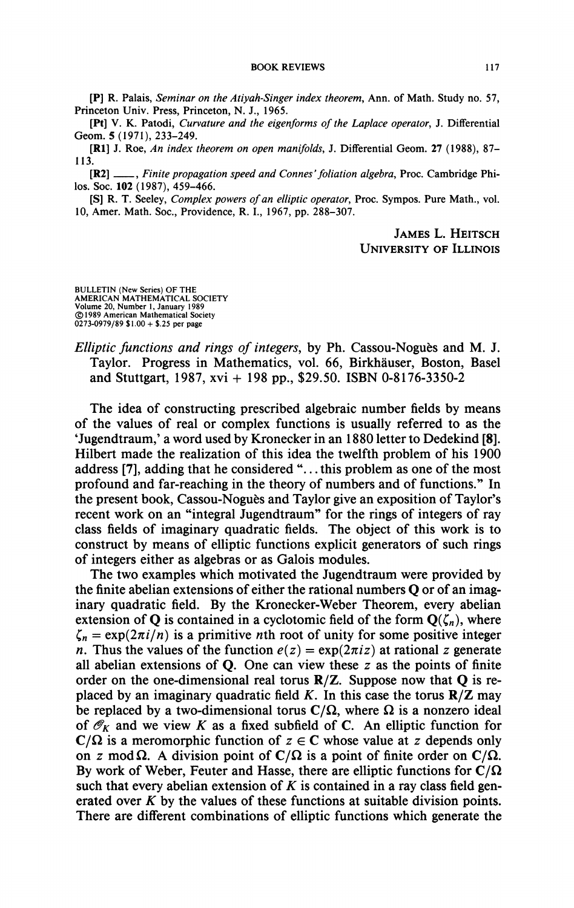[P] R. Palais, *Seminar on the Atiyah-Singer index theorem*, Ann. of Math. Study no. 57, Princeton Univ. Press, Princeton, N. J., 1965.

[Pt] V. K. Patodi, *Curvature and the eigenforms of the Laplace operator*, J. Differential Geom. 5 (1971), 233–249.

[R1] J. Roe, *An index theorem on open manifolds*, J. Differential Geom. 27 (1988), 87–113.

[R2] ——, *Finite propagation speed and Connes' foliation algebra*, Proc. Cambridge Philos. Soc. 102 (1987), 459–466.

[S] R. T. Seeley, *Complex powers of an elliptic operator*, Proc. Sympos. Pure Math., vol. 10, Amer. Math. Soc., Providence, R. I., 1967, pp. 288–307.

JAMES L. HEITSCH
UNIVERSITY OF ILLINOIS

BULLETIN (New Series) OF THE AMERICAN MATHEMATICAL SOCIETY
Volume 20, Number 1, January 1989
©1989 American Mathematical Society
0273-0979/89 $1.00 + $.25 per page

*Elliptic functions and rings of integers*, by Ph. Cassou-Noguès and M. J. Taylor. Progress in Mathematics, vol. 66, Birkhäuser, Boston, Basel and Stuttgart, 1987, xvi + 198 pp., $29.50. ISBN 0-8176-3350-2

The idea of constructing prescribed algebraic number fields by means of the values of real or complex functions is usually referred to as the 'Jugendtraum,' a word used by Kronecker in an 1880 letter to Dedekind [8]. Hilbert made the realization of this idea the twelfth problem of his 1900 address [7], adding that he considered "... this problem as one of the most profound and far-reaching in the theory of numbers and of functions." In the present book, Cassou-Noguès and Taylor give an exposition of Taylor's recent work on an "integral Jugendtraum" for the rings of integers of ray class fields of imaginary quadratic fields. The object of this work is to construct by means of elliptic functions explicit generators of such rings of integers either as algebras or as Galois modules.

The two examples which motivated the Jugendtraum were provided by the finite abelian extensions of either the rational numbers $\mathbf{Q}$ or of an imaginary quadratic field. By the Kronecker-Weber Theorem, every abelian extension of $\mathbf{Q}$ is contained in a cyclotomic field of the form $\mathbf{Q}(\zeta_n)$, where $\zeta_n = \exp(2\pi i/n)$ is a primitive $n$th root of unity for some positive integer $n$. Thus the values of the function $e(z) = \exp(2\pi i z)$ at rational $z$ generate all abelian extensions of $\mathbf{Q}$. One can view these $z$ as the points of finite order on the one-dimensional real torus $\mathbf{R}/\mathbf{Z}$. Suppose now that $\mathbf{Q}$ is replaced by an imaginary quadratic field $K$. In this case the torus $\mathbf{R}/\mathbf{Z}$ may be replaced by a two-dimensional torus $\mathbf{C}/\Omega$, where $\Omega$ is a nonzero ideal of $\mathcal{O}_K$ and we view $K$ as a fixed subfield of $\mathbf{C}$. An elliptic function for $\mathbf{C}/\Omega$ is a meromorphic function of $z \in \mathbf{C}$ whose value at $z$ depends only on $z \bmod \Omega$. A division point of $\mathbf{C}/\Omega$ is a point of finite order on $\mathbf{C}/\Omega$. By work of Weber, Feuter and Hasse, there are elliptic functions for $\mathbf{C}/\Omega$ such that every abelian extension of $K$ is contained in a ray class field generated over $K$ by the values of these functions at suitable division points. There are different combinations of elliptic functions which generate the